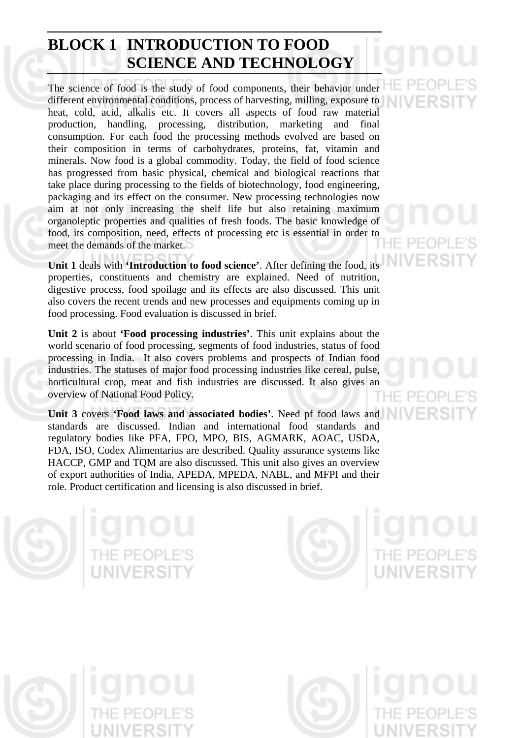# BLOCK 1 INTRODUCTION TO FOOD SCIENCE AND TECHNOLOGY

The science of food is the study of food components, their behavior under different environmental conditions, process of harvesting, milling, exposure to heat, cold, acid, alkalis etc. It covers all aspects of food raw material production, handling, processing, distribution, marketing and final consumption. For each food the processing methods evolved are based on their composition in terms of carbohydrates, proteins, fat, vitamin and minerals. Now food is a global commodity. Today, the field of food science has progressed from basic physical, chemical and biological reactions that take place during processing to the fields of biotechnology, food engineering, packaging and its effect on the consumer. New processing technologies now aim at not only increasing the shelf life but also retaining maximum organoleptic properties and qualities of fresh foods. The basic knowledge of food, its composition, need, effects of processing etc is essential in order to meet the demands of the market.

**Unit 1** deals with **'Introduction to food science'**. After defining the food, its properties, constituents and chemistry are explained. Need of nutrition, digestive process, food spoilage and its effects are also discussed. This unit also covers the recent trends and new processes and equipments coming up in food processing. Food evaluation is discussed in brief.

**Unit 2** is about **'Food processing industries'**. This unit explains about the world scenario of food processing, segments of food industries, status of food processing in India. It also covers problems and prospects of Indian food industries. The statuses of major food processing industries like cereal, pulse, horticultural crop, meat and fish industries are discussed. It also gives an overview of National Food Policy.

**Unit 3** covers **'Food laws and associated bodies'**. Need pf food laws and standards are discussed. Indian and international food standards and regulatory bodies like PFA, FPO, MPO, BIS, AGMARK, AOAC, USDA, FDA, ISO, Codex Alimentarius are described. Quality assurance systems like HACCP, GMP and TQM are also discussed. This unit also gives an overview of export authorities of India, APEDA, MPEDA, NABL, and MFPI and their role. Product certification and licensing is also discussed in brief.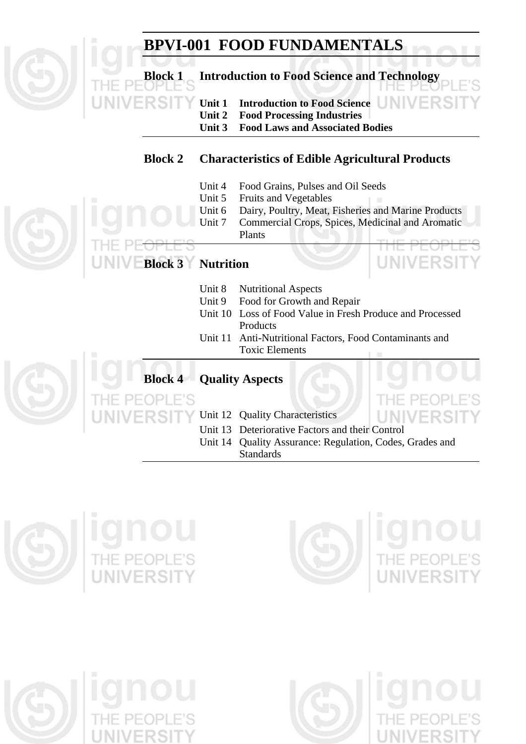# BPVI-001 FOOD FUNDAMENTALS

## Block 1 Introduction to Food Science and Technology

**Unit 1 Introduction to Food Science**
**Unit 2 Food Processing Industries**
**Unit 3 Food Laws and Associated Bodies**

## Block 2 Characteristics of Edible Agricultural Products

Unit 4 Food Grains, Pulses and Oil Seeds
Unit 5 Fruits and Vegetables
Unit 6 Dairy, Poultry, Meat, Fisheries and Marine Products
Unit 7 Commercial Crops, Spices, Medicinal and Aromatic Plants

## Block 3 Nutrition

Unit 8 Nutritional Aspects
Unit 9 Food for Growth and Repair
Unit 10 Loss of Food Value in Fresh Produce and Processed Products
Unit 11 Anti-Nutritional Factors, Food Contaminants and Toxic Elements

## Block 4 Quality Aspects

Unit 12 Quality Characteristics
Unit 13 Deteriorative Factors and their Control
Unit 14 Quality Assurance: Regulation, Codes, Grades and Standards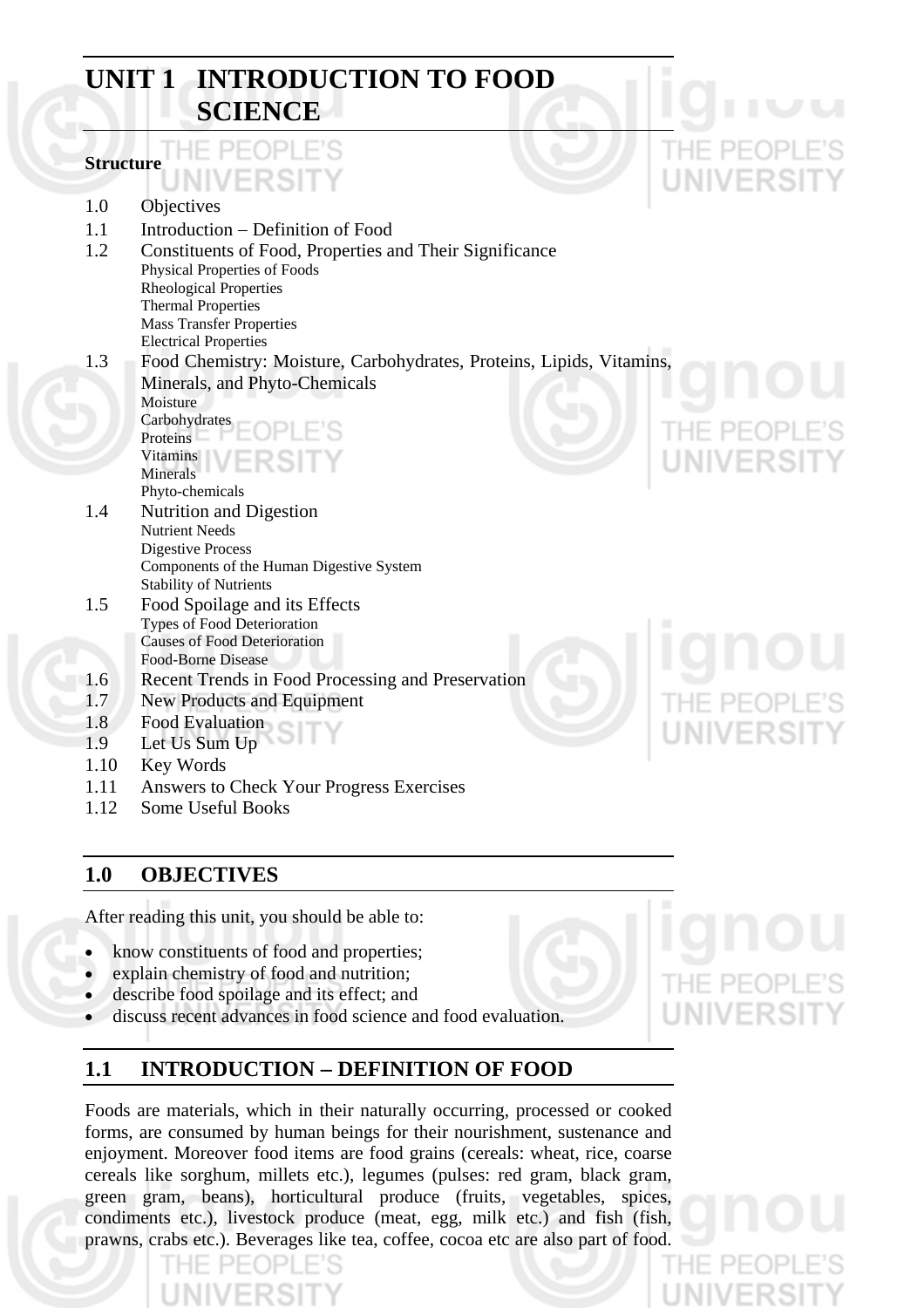# UNIT 1 INTRODUCTION TO FOOD SCIENCE

**Structure**

1.0 Objectives

1.1 Introduction – Definition of Food

1.2 Constituents of Food, Properties and Their Significance
- Physical Properties of Foods
- Rheological Properties
- Thermal Properties
- Mass Transfer Properties
- Electrical Properties

1.3 Food Chemistry: Moisture, Carbohydrates, Proteins, Lipids, Vitamins, Minerals, and Phyto-Chemicals
- Moisture
- Carbohydrates
- Proteins
- Vitamins
- Minerals
- Phyto-chemicals

1.4 Nutrition and Digestion
- Nutrient Needs
- Digestive Process
- Components of the Human Digestive System
- Stability of Nutrients

1.5 Food Spoilage and its Effects
- Types of Food Deterioration
- Causes of Food Deterioration
- Food-Borne Disease

1.6 Recent Trends in Food Processing and Preservation

1.7 New Products and Equipment

1.8 Food Evaluation

1.9 Let Us Sum Up

1.10 Key Words

1.11 Answers to Check Your Progress Exercises

1.12 Some Useful Books

## 1.0 OBJECTIVES

After reading this unit, you should be able to:

- know constituents of food and properties;
- explain chemistry of food and nutrition;
- describe food spoilage and its effect; and
- discuss recent advances in food science and food evaluation.

## 1.1 INTRODUCTION – DEFINITION OF FOOD

Foods are materials, which in their naturally occurring, processed or cooked forms, are consumed by human beings for their nourishment, sustenance and enjoyment. Moreover food items are food grains (cereals: wheat, rice, coarse cereals like sorghum, millets etc.), legumes (pulses: red gram, black gram, green gram, beans), horticultural produce (fruits, vegetables, spices, condiments etc.), livestock produce (meat, egg, milk etc.) and fish (fish, prawns, crabs etc.). Beverages like tea, coffee, cocoa etc are also part of food.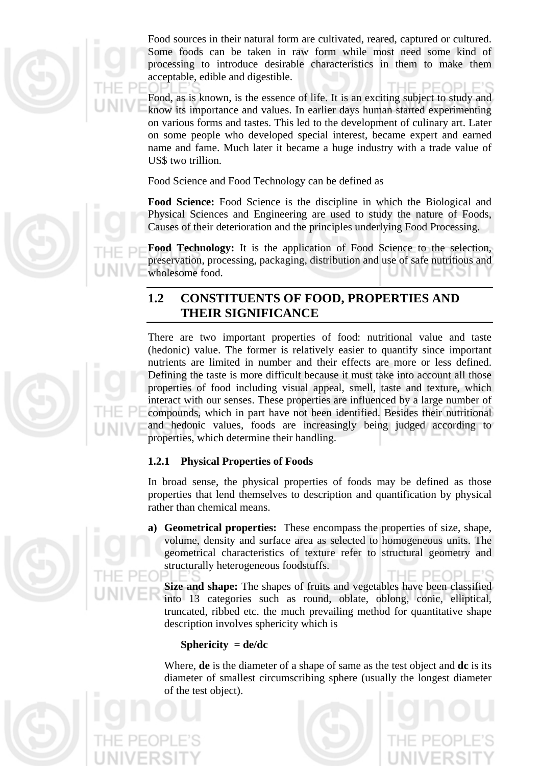Food sources in their natural form are cultivated, reared, captured or cultured. Some foods can be taken in raw form while most need some kind of processing to introduce desirable characteristics in them to make them acceptable, edible and digestible.

Food, as is known, is the essence of life. It is an exciting subject to study and know its importance and values. In earlier days human started experimenting on various forms and tastes. This led to the development of culinary art. Later on some people who developed special interest, became expert and earned name and fame. Much later it became a huge industry with a trade value of US$ two trillion.

Food Science and Food Technology can be defined as

**Food Science:** Food Science is the discipline in which the Biological and Physical Sciences and Engineering are used to study the nature of Foods, Causes of their deterioration and the principles underlying Food Processing.

**Food Technology:** It is the application of Food Science to the selection, preservation, processing, packaging, distribution and use of safe nutritious and wholesome food.

## 1.2 CONSTITUENTS OF FOOD, PROPERTIES AND THEIR SIGNIFICANCE

There are two important properties of food: nutritional value and taste (hedonic) value. The former is relatively easier to quantify since important nutrients are limited in number and their effects are more or less defined. Defining the taste is more difficult because it must take into account all those properties of food including visual appeal, smell, taste and texture, which interact with our senses. These properties are influenced by a large number of compounds, which in part have not been identified. Besides their nutritional and hedonic values, foods are increasingly being judged according to properties, which determine their handling.

### 1.2.1 Physical Properties of Foods

In broad sense, the physical properties of foods may be defined as those properties that lend themselves to description and quantification by physical rather than chemical means.

a) **Geometrical properties:** These encompass the properties of size, shape, volume, density and surface area as selected to homogeneous units. The geometrical characteristics of texture refer to structural geometry and structurally heterogeneous foodstuffs.

   **Size and shape:** The shapes of fruits and vegetables have been classified into 13 categories such as round, oblate, oblong, conic, elliptical, truncated, ribbed etc. the much prevailing method for quantitative shape description involves sphericity which is

   **Sphericity = de/dc**

   Where, **de** is the diameter of a shape of same as the test object and **dc** is its diameter of smallest circumscribing sphere (usually the longest diameter of the test object).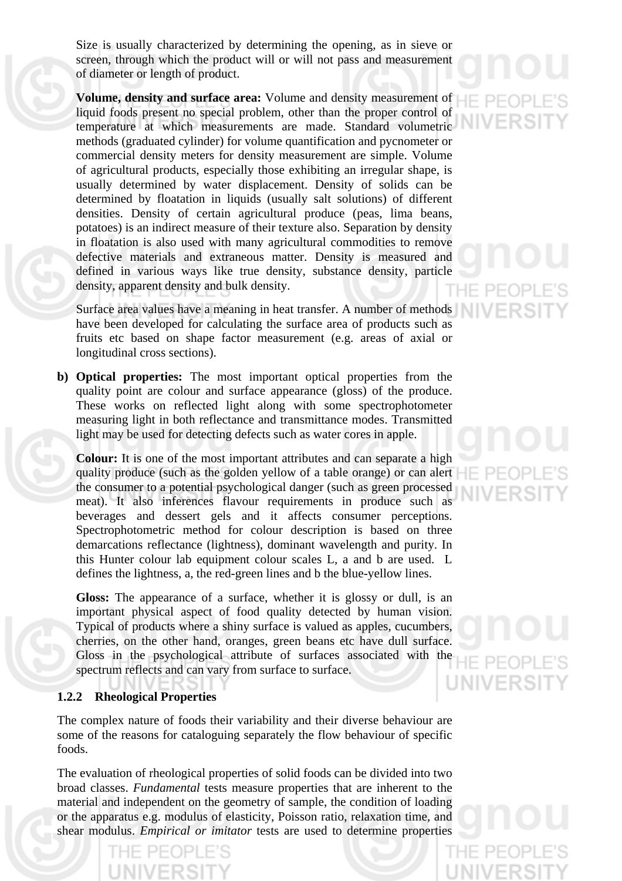Size is usually characterized by determining the opening, as in sieve or screen, through which the product will or will not pass and measurement of diameter or length of product.

**Volume, density and surface area:** Volume and density measurement of liquid foods present no special problem, other than the proper control of temperature at which measurements are made. Standard volumetric methods (graduated cylinder) for volume quantification and pycnometer or commercial density meters for density measurement are simple. Volume of agricultural products, especially those exhibiting an irregular shape, is usually determined by water displacement. Density of solids can be determined by floatation in liquids (usually salt solutions) of different densities. Density of certain agricultural produce (peas, lima beans, potatoes) is an indirect measure of their texture also. Separation by density in floatation is also used with many agricultural commodities to remove defective materials and extraneous matter. Density is measured and defined in various ways like true density, substance density, particle density, apparent density and bulk density.

Surface area values have a meaning in heat transfer. A number of methods have been developed for calculating the surface area of products such as fruits etc based on shape factor measurement (e.g. areas of axial or longitudinal cross sections).

b) **Optical properties:** The most important optical properties from the quality point are colour and surface appearance (gloss) of the produce. These works on reflected light along with some spectrophotometer measuring light in both reflectance and transmittance modes. Transmitted light may be used for detecting defects such as water cores in apple.

**Colour:** It is one of the most important attributes and can separate a high quality produce (such as the golden yellow of a table orange) or can alert the consumer to a potential psychological danger (such as green processed meat). It also inferences flavour requirements in produce such as beverages and dessert gels and it affects consumer perceptions. Spectrophotometric method for colour description is based on three demarcations reflectance (lightness), dominant wavelength and purity. In this Hunter colour lab equipment colour scales L, a and b are used. L defines the lightness, a, the red-green lines and b the blue-yellow lines.

**Gloss:** The appearance of a surface, whether it is glossy or dull, is an important physical aspect of food quality detected by human vision. Typical of products where a shiny surface is valued as apples, cucumbers, cherries, on the other hand, oranges, green beans etc have dull surface. Gloss in the psychological attribute of surfaces associated with the spectrum reflects and can vary from surface to surface.

### 1.2.2 Rheological Properties

The complex nature of foods their variability and their diverse behaviour are some of the reasons for cataloguing separately the flow behaviour of specific foods.

The evaluation of rheological properties of solid foods can be divided into two broad classes. *Fundamental* tests measure properties that are inherent to the material and independent on the geometry of sample, the condition of loading or the apparatus e.g. modulus of elasticity, Poisson ratio, relaxation time, and shear modulus. *Empirical or imitator* tests are used to determine properties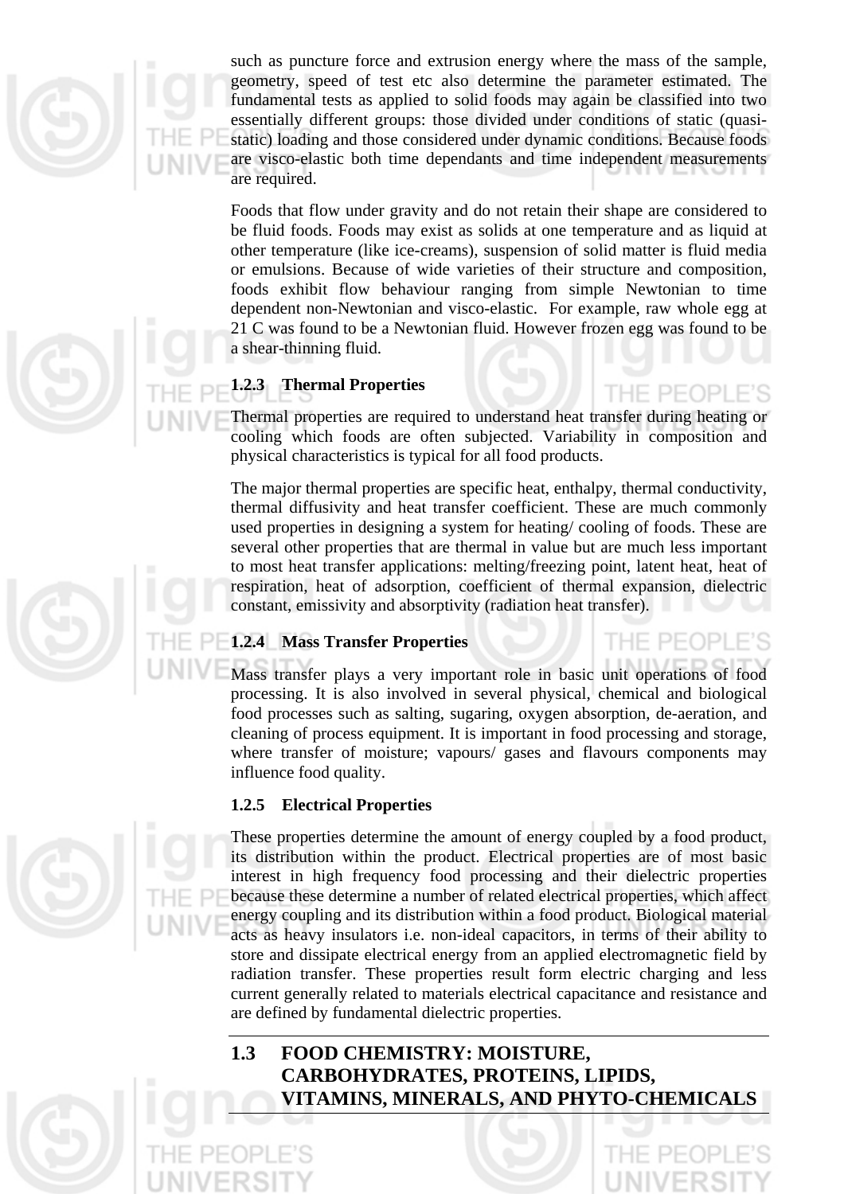such as puncture force and extrusion energy where the mass of the sample, geometry, speed of test etc also determine the parameter estimated. The fundamental tests as applied to solid foods may again be classified into two essentially different groups: those divided under conditions of static (quasi-static) loading and those considered under dynamic conditions. Because foods are visco-elastic both time dependants and time independent measurements are required.

Foods that flow under gravity and do not retain their shape are considered to be fluid foods. Foods may exist as solids at one temperature and as liquid at other temperature (like ice-creams), suspension of solid matter is fluid media or emulsions. Because of wide varieties of their structure and composition, foods exhibit flow behaviour ranging from simple Newtonian to time dependent non-Newtonian and visco-elastic. For example, raw whole egg at 21 C was found to be a Newtonian fluid. However frozen egg was found to be a shear-thinning fluid.

### 1.2.3 Thermal Properties

Thermal properties are required to understand heat transfer during heating or cooling which foods are often subjected. Variability in composition and physical characteristics is typical for all food products.

The major thermal properties are specific heat, enthalpy, thermal conductivity, thermal diffusivity and heat transfer coefficient. These are much commonly used properties in designing a system for heating/ cooling of foods. These are several other properties that are thermal in value but are much less important to most heat transfer applications: melting/freezing point, latent heat, heat of respiration, heat of adsorption, coefficient of thermal expansion, dielectric constant, emissivity and absorptivity (radiation heat transfer).

### 1.2.4 Mass Transfer Properties

Mass transfer plays a very important role in basic unit operations of food processing. It is also involved in several physical, chemical and biological food processes such as salting, sugaring, oxygen absorption, de-aeration, and cleaning of process equipment. It is important in food processing and storage, where transfer of moisture; vapours/ gases and flavours components may influence food quality.

### 1.2.5 Electrical Properties

These properties determine the amount of energy coupled by a food product, its distribution within the product. Electrical properties are of most basic interest in high frequency food processing and their dielectric properties because these determine a number of related electrical properties, which affect energy coupling and its distribution within a food product. Biological material acts as heavy insulators i.e. non-ideal capacitors, in terms of their ability to store and dissipate electrical energy from an applied electromagnetic field by radiation transfer. These properties result form electric charging and less current generally related to materials electrical capacitance and resistance and are defined by fundamental dielectric properties.

## 1.3 FOOD CHEMISTRY: MOISTURE, CARBOHYDRATES, PROTEINS, LIPIDS, VITAMINS, MINERALS, AND PHYTO-CHEMICALS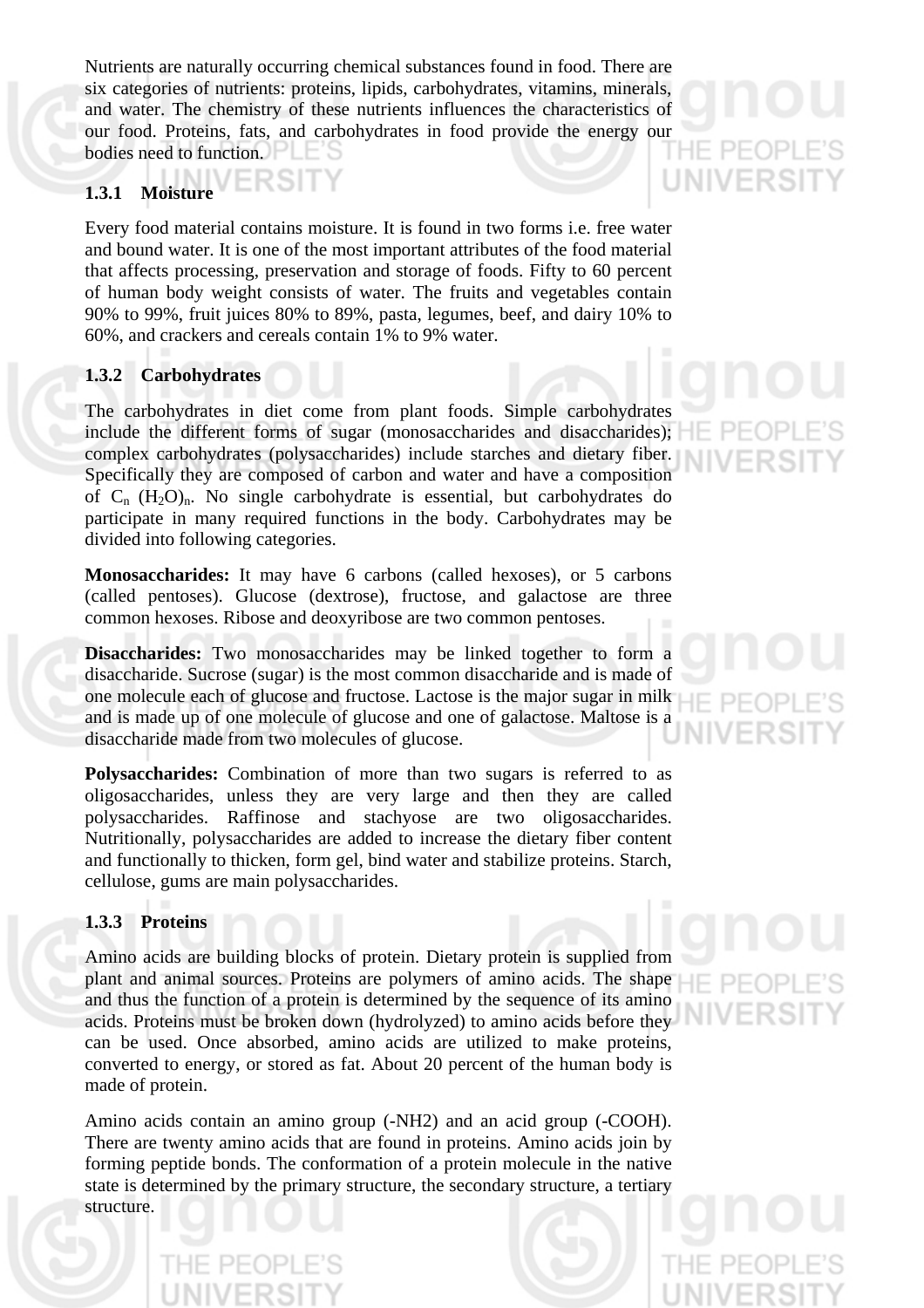Nutrients are naturally occurring chemical substances found in food. There are six categories of nutrients: proteins, lipids, carbohydrates, vitamins, minerals, and water. The chemistry of these nutrients influences the characteristics of our food. Proteins, fats, and carbohydrates in food provide the energy our bodies need to function.

### 1.3.1 Moisture

Every food material contains moisture. It is found in two forms i.e. free water and bound water. It is one of the most important attributes of the food material that affects processing, preservation and storage of foods. Fifty to 60 percent of human body weight consists of water. The fruits and vegetables contain 90% to 99%, fruit juices 80% to 89%, pasta, legumes, beef, and dairy 10% to 60%, and crackers and cereals contain 1% to 9% water.

### 1.3.2 Carbohydrates

The carbohydrates in diet come from plant foods. Simple carbohydrates include the different forms of sugar (monosaccharides and disaccharides); complex carbohydrates (polysaccharides) include starches and dietary fiber. Specifically they are composed of carbon and water and have a composition of $C_n (H_2O)_n$. No single carbohydrate is essential, but carbohydrates do participate in many required functions in the body. Carbohydrates may be divided into following categories.

**Monosaccharides:** It may have 6 carbons (called hexoses), or 5 carbons (called pentoses). Glucose (dextrose), fructose, and galactose are three common hexoses. Ribose and deoxyribose are two common pentoses.

**Disaccharides:** Two monosaccharides may be linked together to form a disaccharide. Sucrose (sugar) is the most common disaccharide and is made of one molecule each of glucose and fructose. Lactose is the major sugar in milk and is made up of one molecule of glucose and one of galactose. Maltose is a disaccharide made from two molecules of glucose.

**Polysaccharides:** Combination of more than two sugars is referred to as oligosaccharides, unless they are very large and then they are called polysaccharides. Raffinose and stachyose are two oligosaccharides. Nutritionally, polysaccharides are added to increase the dietary fiber content and functionally to thicken, form gel, bind water and stabilize proteins. Starch, cellulose, gums are main polysaccharides.

### 1.3.3 Proteins

Amino acids are building blocks of protein. Dietary protein is supplied from plant and animal sources. Proteins are polymers of amino acids. The shape and thus the function of a protein is determined by the sequence of its amino acids. Proteins must be broken down (hydrolyzed) to amino acids before they can be used. Once absorbed, amino acids are utilized to make proteins, converted to energy, or stored as fat. About 20 percent of the human body is made of protein.

Amino acids contain an amino group (-NH2) and an acid group (-COOH). There are twenty amino acids that are found in proteins. Amino acids join by forming peptide bonds. The conformation of a protein molecule in the native state is determined by the primary structure, the secondary structure, a tertiary structure.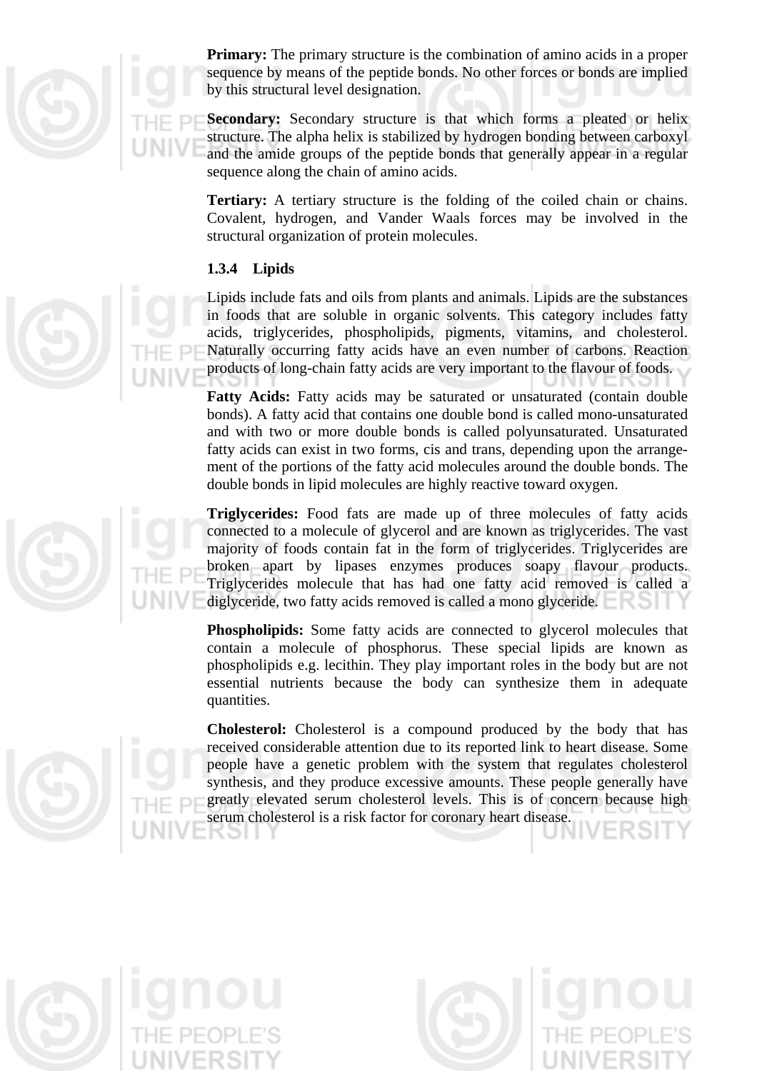**Primary:** The primary structure is the combination of amino acids in a proper sequence by means of the peptide bonds. No other forces or bonds are implied by this structural level designation.

**Secondary:** Secondary structure is that which forms a pleated or helix structure. The alpha helix is stabilized by hydrogen bonding between carboxyl and the amide groups of the peptide bonds that generally appear in a regular sequence along the chain of amino acids.

**Tertiary:** A tertiary structure is the folding of the coiled chain or chains. Covalent, hydrogen, and Vander Waals forces may be involved in the structural organization of protein molecules.

### 1.3.4 Lipids

Lipids include fats and oils from plants and animals. Lipids are the substances in foods that are soluble in organic solvents. This category includes fatty acids, triglycerides, phospholipids, pigments, vitamins, and cholesterol. Naturally occurring fatty acids have an even number of carbons. Reaction products of long-chain fatty acids are very important to the flavour of foods.

**Fatty Acids:** Fatty acids may be saturated or unsaturated (contain double bonds). A fatty acid that contains one double bond is called mono-unsaturated and with two or more double bonds is called polyunsaturated. Unsaturated fatty acids can exist in two forms, cis and trans, depending upon the arrangement of the portions of the fatty acid molecules around the double bonds. The double bonds in lipid molecules are highly reactive toward oxygen.

**Triglycerides:** Food fats are made up of three molecules of fatty acids connected to a molecule of glycerol and are known as triglycerides. The vast majority of foods contain fat in the form of triglycerides. Triglycerides are broken apart by lipases enzymes produces soapy flavour products. Triglycerides molecule that has had one fatty acid removed is called a diglyceride, two fatty acids removed is called a mono glyceride.

**Phospholipids:** Some fatty acids are connected to glycerol molecules that contain a molecule of phosphorus. These special lipids are known as phospholipids e.g. lecithin. They play important roles in the body but are not essential nutrients because the body can synthesize them in adequate quantities.

**Cholesterol:** Cholesterol is a compound produced by the body that has received considerable attention due to its reported link to heart disease. Some people have a genetic problem with the system that regulates cholesterol synthesis, and they produce excessive amounts. These people generally have greatly elevated serum cholesterol levels. This is of concern because high serum cholesterol is a risk factor for coronary heart disease.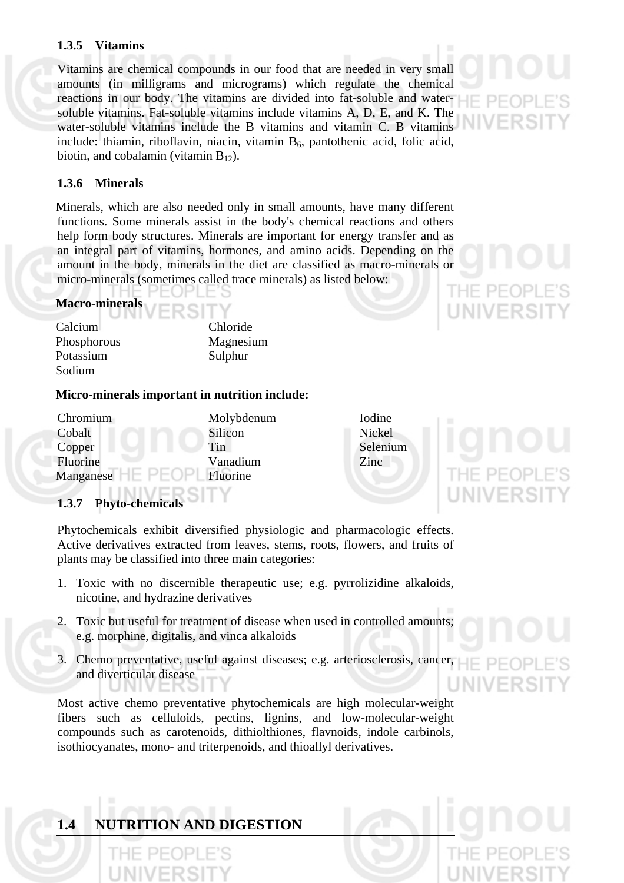### 1.3.5 Vitamins

Vitamins are chemical compounds in our food that are needed in very small amounts (in milligrams and micrograms) which regulate the chemical reactions in our body. The vitamins are divided into fat-soluble and water-soluble vitamins. Fat-soluble vitamins include vitamins A, D, E, and K. The water-soluble vitamins include the B vitamins and vitamin C. B vitamins include: thiamin, riboflavin, niacin, vitamin $B_6$, pantothenic acid, folic acid, biotin, and cobalamin (vitamin $B_{12}$).

### 1.3.6 Minerals

Minerals, which are also needed only in small amounts, have many different functions. Some minerals assist in the body's chemical reactions and others help form body structures. Minerals are important for energy transfer and as an integral part of vitamins, hormones, and amino acids. Depending on the amount in the body, minerals in the diet are classified as macro-minerals or micro-minerals (sometimes called trace minerals) as listed below:

**Macro-minerals**

| | |
|---|---|
| Calcium | Chloride |
| Phosphorous | Magnesium |
| Potassium | Sulphur |
| Sodium | |

**Micro-minerals important in nutrition include:**

| | | |
|---|---|---|
| Chromium | Molybdenum | Iodine |
| Cobalt | Silicon | Nickel |
| Copper | Tin | Selenium |
| Fluorine | Vanadium | Zinc |
| Manganese | Fluorine | |

### 1.3.7 Phyto-chemicals

Phytochemicals exhibit diversified physiologic and pharmacologic effects. Active derivatives extracted from leaves, stems, roots, flowers, and fruits of plants may be classified into three main categories:

1. Toxic with no discernible therapeutic use; e.g. pyrrolizidine alkaloids, nicotine, and hydrazine derivatives
2. Toxic but useful for treatment of disease when used in controlled amounts; e.g. morphine, digitalis, and vinca alkaloids
3. Chemo preventative, useful against diseases; e.g. arteriosclerosis, cancer, and diverticular disease

Most active chemo preventative phytochemicals are high molecular-weight fibers such as celluloids, pectins, lignins, and low-molecular-weight compounds such as carotenoids, dithiolthiones, flavnoids, indole carbinols, isothiocyanates, mono- and triterpenoids, and thioallyl derivatives.

## 1.4 NUTRITION AND DIGESTION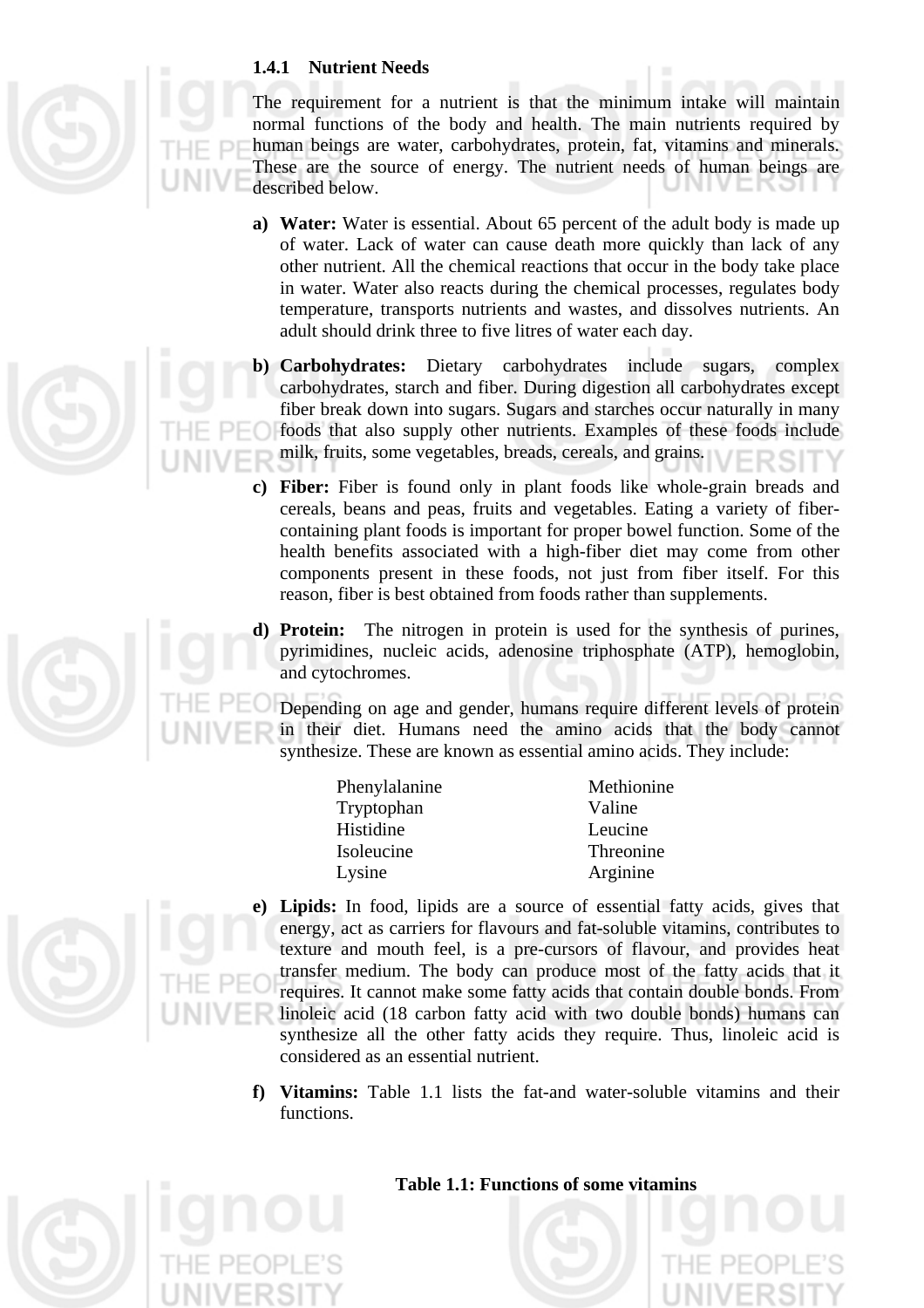### 1.4.1 Nutrient Needs

The requirement for a nutrient is that the minimum intake will maintain normal functions of the body and health. The main nutrients required by human beings are water, carbohydrates, protein, fat, vitamins and minerals. These are the source of energy. The nutrient needs of human beings are described below.

a) **Water:** Water is essential. About 65 percent of the adult body is made up of water. Lack of water can cause death more quickly than lack of any other nutrient. All the chemical reactions that occur in the body take place in water. Water also reacts during the chemical processes, regulates body temperature, transports nutrients and wastes, and dissolves nutrients. An adult should drink three to five litres of water each day.

b) **Carbohydrates:** Dietary carbohydrates include sugars, complex carbohydrates, starch and fiber. During digestion all carbohydrates except fiber break down into sugars. Sugars and starches occur naturally in many foods that also supply other nutrients. Examples of these foods include milk, fruits, some vegetables, breads, cereals, and grains.

c) **Fiber:** Fiber is found only in plant foods like whole-grain breads and cereals, beans and peas, fruits and vegetables. Eating a variety of fiber-containing plant foods is important for proper bowel function. Some of the health benefits associated with a high-fiber diet may come from other components present in these foods, not just from fiber itself. For this reason, fiber is best obtained from foods rather than supplements.

d) **Protein:** The nitrogen in protein is used for the synthesis of purines, pyrimidines, nucleic acids, adenosine triphosphate (ATP), hemoglobin, and cytochromes.

   Depending on age and gender, humans require different levels of protein in their diet. Humans need the amino acids that the body cannot synthesize. These are known as essential amino acids. They include:

| | |
|---|---|
| Phenylalanine | Methionine |
| Tryptophan | Valine |
| Histidine | Leucine |
| Isoleucine | Threonine |
| Lysine | Arginine |

e) **Lipids:** In food, lipids are a source of essential fatty acids, gives that energy, act as carriers for flavours and fat-soluble vitamins, contributes to texture and mouth feel, is a pre-cursors of flavour, and provides heat transfer medium. The body can produce most of the fatty acids that it requires. It cannot make some fatty acids that contain double bonds. From linoleic acid (18 carbon fatty acid with two double bonds) humans can synthesize all the other fatty acids they require. Thus, linoleic acid is considered as an essential nutrient.

f) **Vitamins:** Table 1.1 lists the fat-and water-soluble vitamins and their functions.

**Table 1.1: Functions of some vitamins**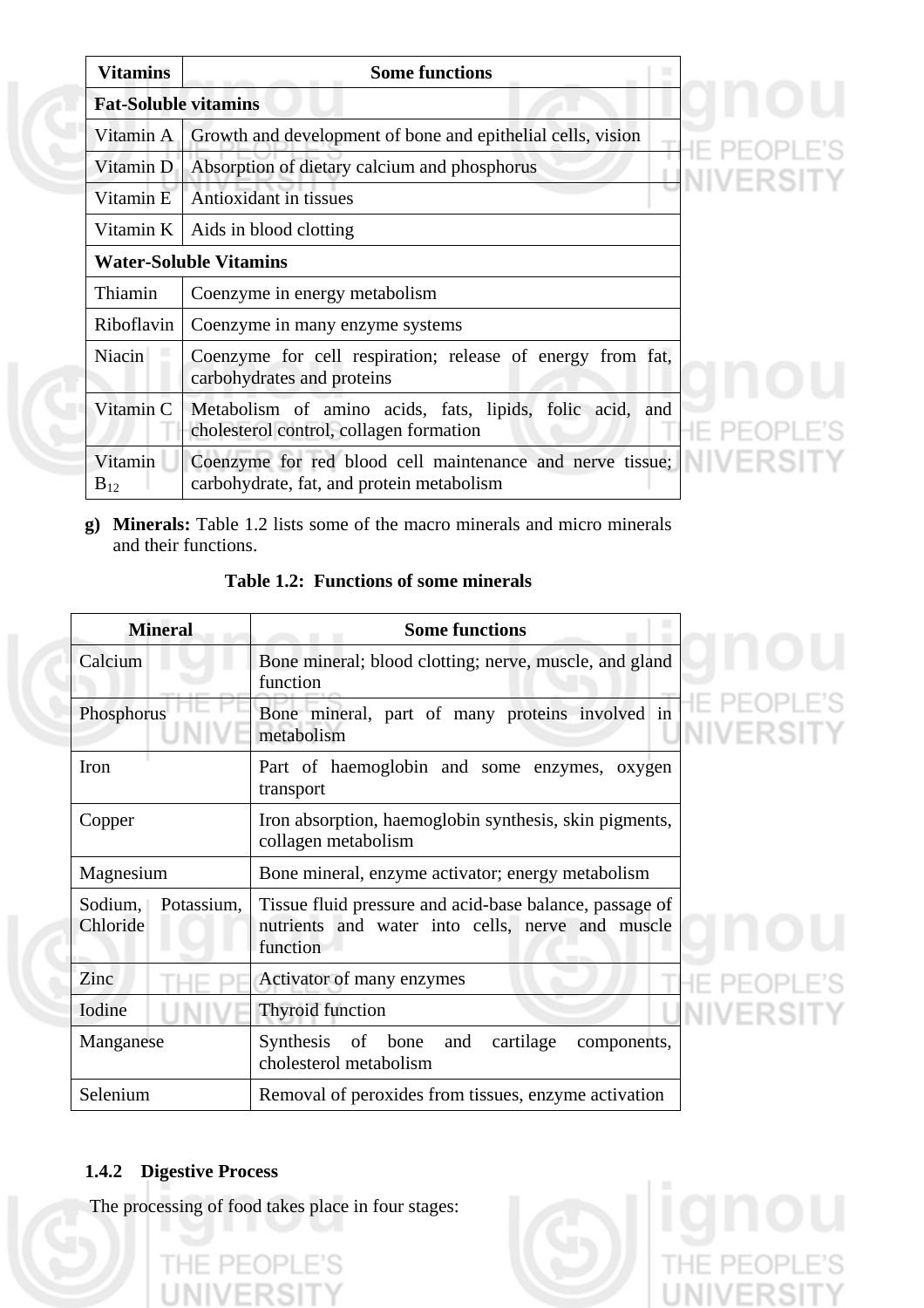| Vitamins | Some functions |
|---|---|
| **Fat-Soluble vitamins** | |
| Vitamin A | Growth and development of bone and epithelial cells, vision |
| Vitamin D | Absorption of dietary calcium and phosphorus |
| Vitamin E | Antioxidant in tissues |
| Vitamin K | Aids in blood clotting |
| **Water-Soluble Vitamins** | |
| Thiamin | Coenzyme in energy metabolism |
| Riboflavin | Coenzyme in many enzyme systems |
| Niacin | Coenzyme for cell respiration; release of energy from fat, carbohydrates and proteins |
| Vitamin C | Metabolism of amino acids, fats, lipids, folic acid, and cholesterol control, collagen formation |
| Vitamin $B_{12}$ | Coenzyme for red blood cell maintenance and nerve tissue; carbohydrate, fat, and protein metabolism |

g) **Minerals:** Table 1.2 lists some of the macro minerals and micro minerals and their functions.

**Table 1.2: Functions of some minerals**

| Mineral | Some functions |
|---|---|
| Calcium | Bone mineral; blood clotting; nerve, muscle, and gland function |
| Phosphorus | Bone mineral, part of many proteins involved in metabolism |
| Iron | Part of haemoglobin and some enzymes, oxygen transport |
| Copper | Iron absorption, haemoglobin synthesis, skin pigments, collagen metabolism |
| Magnesium | Bone mineral, enzyme activator; energy metabolism |
| Sodium, Potassium, Chloride | Tissue fluid pressure and acid-base balance, passage of nutrients and water into cells, nerve and muscle function |
| Zinc | Activator of many enzymes |
| Iodine | Thyroid function |
| Manganese | Synthesis of bone and cartilage components, cholesterol metabolism |
| Selenium | Removal of peroxides from tissues, enzyme activation |

### 1.4.2 Digestive Process

The processing of food takes place in four stages: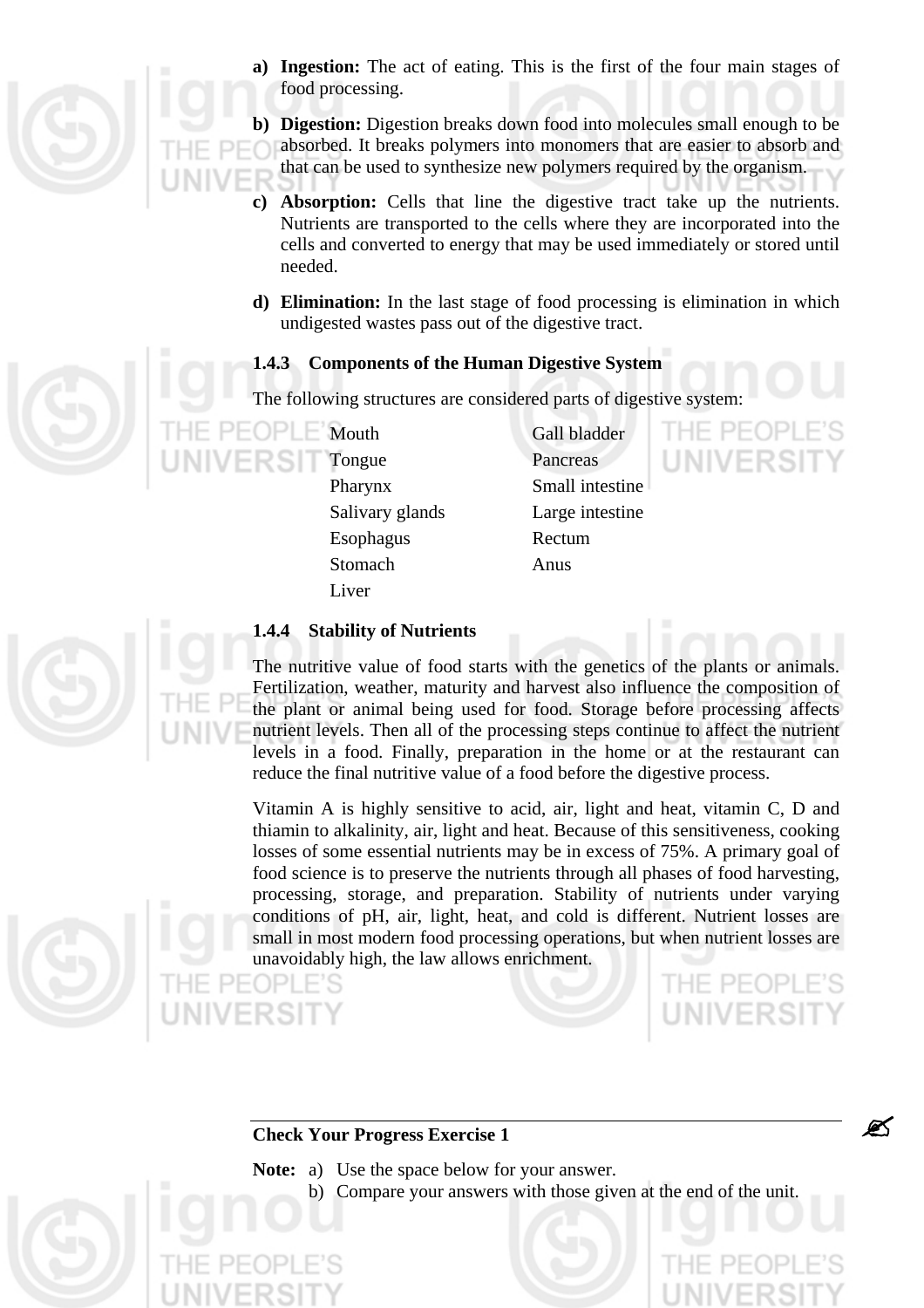a) **Ingestion:** The act of eating. This is the first of the four main stages of food processing.

b) **Digestion:** Digestion breaks down food into molecules small enough to be absorbed. It breaks polymers into monomers that are easier to absorb and that can be used to synthesize new polymers required by the organism.

c) **Absorption:** Cells that line the digestive tract take up the nutrients. Nutrients are transported to the cells where they are incorporated into the cells and converted to energy that may be used immediately or stored until needed.

d) **Elimination:** In the last stage of food processing is elimination in which undigested wastes pass out of the digestive tract.

### 1.4.3 Components of the Human Digestive System

The following structures are considered parts of digestive system:

| | |
|---|---|
| Mouth | Gall bladder |
| Tongue | Pancreas |
| Pharynx | Small intestine |
| Salivary glands | Large intestine |
| Esophagus | Rectum |
| Stomach | Anus |
| Liver | |

### 1.4.4 Stability of Nutrients

The nutritive value of food starts with the genetics of the plants or animals. Fertilization, weather, maturity and harvest also influence the composition of the plant or animal being used for food. Storage before processing affects nutrient levels. Then all of the processing steps continue to affect the nutrient levels in a food. Finally, preparation in the home or at the restaurant can reduce the final nutritive value of a food before the digestive process.

Vitamin A is highly sensitive to acid, air, light and heat, vitamin C, D and thiamin to alkalinity, air, light and heat. Because of this sensitiveness, cooking losses of some essential nutrients may be in excess of 75%. A primary goal of food science is to preserve the nutrients through all phases of food harvesting, processing, storage, and preparation. Stability of nutrients under varying conditions of pH, air, light, heat, and cold is different. Nutrient losses are small in most modern food processing operations, but when nutrient losses are unavoidably high, the law allows enrichment.

---

**Check Your Progress Exercise 1**

**Note:** a) Use the space below for your answer.

b) Compare your answers with those given at the end of the unit.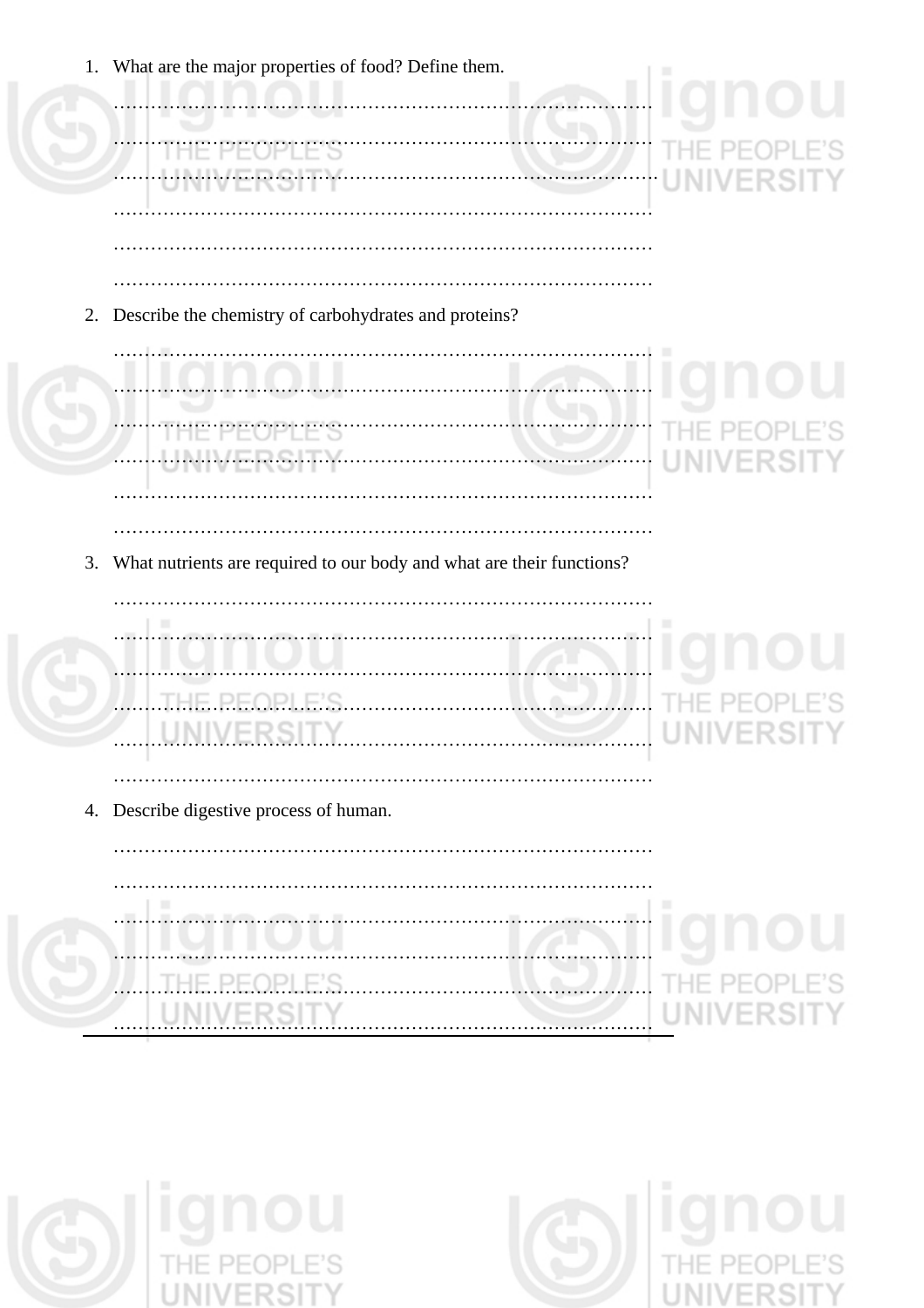1. What are the major properties of food? Define them.

   …………………………………………………………………………………

   …………………………………………………………………………………

   …………………………………………………………………………………

   …………………………………………………………………………………

   …………………………………………………………………………………

   …………………………………………………………………………………

2. Describe the chemistry of carbohydrates and proteins?

   …………………………………………………………………………………

   …………………………………………………………………………………

   …………………………………………………………………………………

   …………………………………………………………………………………

   …………………………………………………………………………………

   …………………………………………………………………………………

3. What nutrients are required to our body and what are their functions?

   …………………………………………………………………………………

   …………………………………………………………………………………

   …………………………………………………………………………………

   …………………………………………………………………………………

   …………………………………………………………………………………

   …………………………………………………………………………………

4. Describe digestive process of human.

   …………………………………………………………………………………

   …………………………………………………………………………………

   …………………………………………………………………………………

   …………………………………………………………………………………

   …………………………………………………………………………………

   …………………………………………………………………………………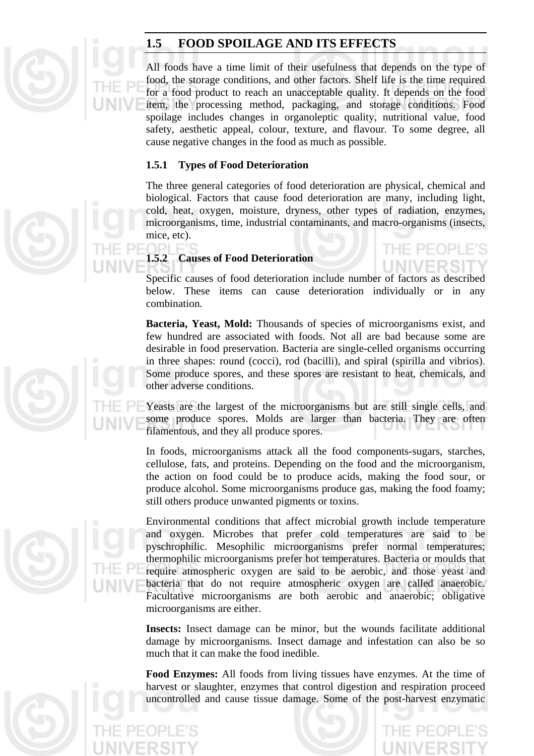## 1.5 FOOD SPOILAGE AND ITS EFFECTS

All foods have a time limit of their usefulness that depends on the type of food, the storage conditions, and other factors. Shelf life is the time required for a food product to reach an unacceptable quality. It depends on the food item, the processing method, packaging, and storage conditions. Food spoilage includes changes in organoleptic quality, nutritional value, food safety, aesthetic appeal, colour, texture, and flavour. To some degree, all cause negative changes in the food as much as possible.

### 1.5.1 Types of Food Deterioration

The three general categories of food deterioration are physical, chemical and biological. Factors that cause food deterioration are many, including light, cold, heat, oxygen, moisture, dryness, other types of radiation, enzymes, microorganisms, time, industrial contaminants, and macro-organisms (insects, mice, etc).

### 1.5.2 Causes of Food Deterioration

Specific causes of food deterioration include number of factors as described below. These items can cause deterioration individually or in any combination.

**Bacteria, Yeast, Mold:** Thousands of species of microorganisms exist, and few hundred are associated with foods. Not all are bad because some are desirable in food preservation. Bacteria are single-celled organisms occurring in three shapes: round (cocci), rod (bacilli), and spiral (spirilla and vibrios). Some produce spores, and these spores are resistant to heat, chemicals, and other adverse conditions.

Yeasts are the largest of the microorganisms but are still single cells, and some produce spores. Molds are larger than bacteria. They are often filamentous, and they all produce spores.

In foods, microorganisms attack all the food components-sugars, starches, cellulose, fats, and proteins. Depending on the food and the microorganism, the action on food could be to produce acids, making the food sour, or produce alcohol. Some microorganisms produce gas, making the food foamy; still others produce unwanted pigments or toxins.

Environmental conditions that affect microbial growth include temperature and oxygen. Microbes that prefer cold temperatures are said to be pyschrophilic. Mesophilic microorganisms prefer normal temperatures; thermophilic microorganisms prefer hot temperatures. Bacteria or moulds that require atmospheric oxygen are said to be aerobic, and those yeast and bacteria that do not require atmospheric oxygen are called anaerobic. Facultative microorganisms are both aerobic and anaerobic; obligative microorganisms are either.

**Insects:** Insect damage can be minor, but the wounds facilitate additional damage by microorganisms. Insect damage and infestation can also be so much that it can make the food inedible.

**Food Enzymes:** All foods from living tissues have enzymes. At the time of harvest or slaughter, enzymes that control digestion and respiration proceed uncontrolled and cause tissue damage. Some of the post-harvest enzymatic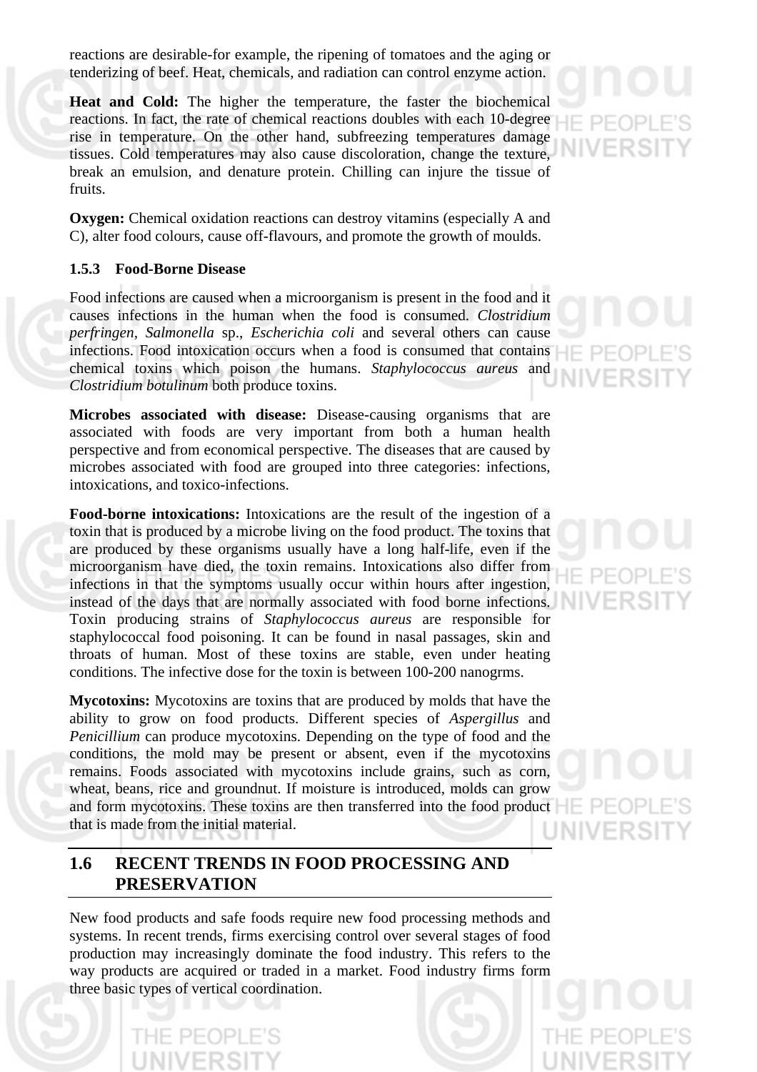reactions are desirable-for example, the ripening of tomatoes and the aging or tenderizing of beef. Heat, chemicals, and radiation can control enzyme action.

**Heat and Cold:** The higher the temperature, the faster the biochemical reactions. In fact, the rate of chemical reactions doubles with each 10-degree rise in temperature. On the other hand, subfreezing temperatures damage tissues. Cold temperatures may also cause discoloration, change the texture, break an emulsion, and denature protein. Chilling can injure the tissue of fruits.

**Oxygen:** Chemical oxidation reactions can destroy vitamins (especially A and C), alter food colours, cause off-flavours, and promote the growth of moulds.

### 1.5.3 Food-Borne Disease

Food infections are caused when a microorganism is present in the food and it causes infections in the human when the food is consumed. *Clostridium perfringen, Salmonella* sp., *Escherichia coli* and several others can cause infections. Food intoxication occurs when a food is consumed that contains chemical toxins which poison the humans. *Staphylococcus aureus* and *Clostridium botulinum* both produce toxins.

**Microbes associated with disease:** Disease-causing organisms that are associated with foods are very important from both a human health perspective and from economical perspective. The diseases that are caused by microbes associated with food are grouped into three categories: infections, intoxications, and toxico-infections.

**Food-borne intoxications:** Intoxications are the result of the ingestion of a toxin that is produced by a microbe living on the food product. The toxins that are produced by these organisms usually have a long half-life, even if the microorganism have died, the toxin remains. Intoxications also differ from infections in that the symptoms usually occur within hours after ingestion, instead of the days that are normally associated with food borne infections. Toxin producing strains of *Staphylococcus aureus* are responsible for staphylococcal food poisoning. It can be found in nasal passages, skin and throats of human. Most of these toxins are stable, even under heating conditions. The infective dose for the toxin is between 100-200 nanogrms.

**Mycotoxins:** Mycotoxins are toxins that are produced by molds that have the ability to grow on food products. Different species of *Aspergillus* and *Penicillium* can produce mycotoxins. Depending on the type of food and the conditions, the mold may be present or absent, even if the mycotoxins remains. Foods associated with mycotoxins include grains, such as corn, wheat, beans, rice and groundnut. If moisture is introduced, molds can grow and form mycotoxins. These toxins are then transferred into the food product that is made from the initial material.

## 1.6 RECENT TRENDS IN FOOD PROCESSING AND PRESERVATION

New food products and safe foods require new food processing methods and systems. In recent trends, firms exercising control over several stages of food production may increasingly dominate the food industry. This refers to the way products are acquired or traded in a market. Food industry firms form three basic types of vertical coordination.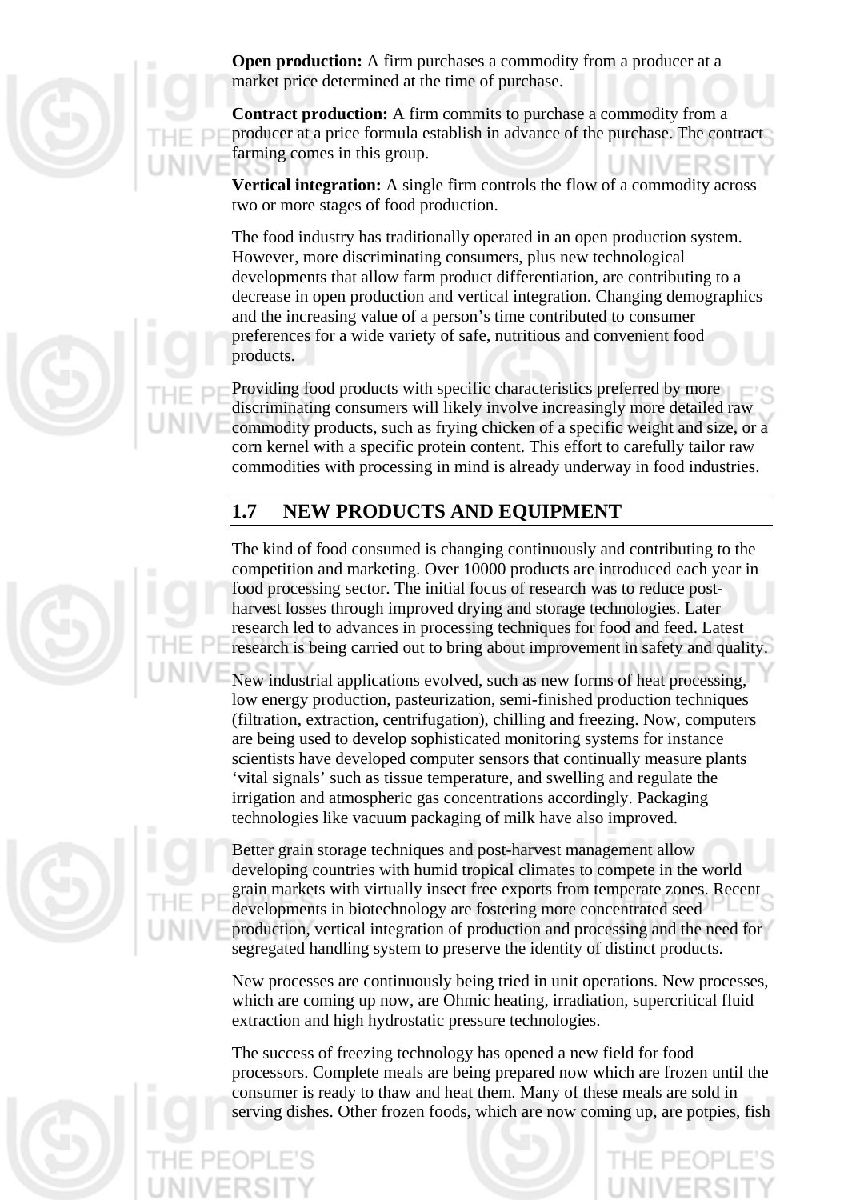**Open production:** A firm purchases a commodity from a producer at a market price determined at the time of purchase.

**Contract production:** A firm commits to purchase a commodity from a producer at a price formula establish in advance of the purchase. The contract farming comes in this group.

**Vertical integration:** A single firm controls the flow of a commodity across two or more stages of food production.

The food industry has traditionally operated in an open production system. However, more discriminating consumers, plus new technological developments that allow farm product differentiation, are contributing to a decrease in open production and vertical integration. Changing demographics and the increasing value of a person's time contributed to consumer preferences for a wide variety of safe, nutritious and convenient food products.

Providing food products with specific characteristics preferred by more discriminating consumers will likely involve increasingly more detailed raw commodity products, such as frying chicken of a specific weight and size, or a corn kernel with a specific protein content. This effort to carefully tailor raw commodities with processing in mind is already underway in food industries.

## 1.7 NEW PRODUCTS AND EQUIPMENT

The kind of food consumed is changing continuously and contributing to the competition and marketing. Over 10000 products are introduced each year in food processing sector. The initial focus of research was to reduce post-harvest losses through improved drying and storage technologies. Later research led to advances in processing techniques for food and feed. Latest research is being carried out to bring about improvement in safety and quality.

New industrial applications evolved, such as new forms of heat processing, low energy production, pasteurization, semi-finished production techniques (filtration, extraction, centrifugation), chilling and freezing. Now, computers are being used to develop sophisticated monitoring systems for instance scientists have developed computer sensors that continually measure plants 'vital signals' such as tissue temperature, and swelling and regulate the irrigation and atmospheric gas concentrations accordingly. Packaging technologies like vacuum packaging of milk have also improved.

Better grain storage techniques and post-harvest management allow developing countries with humid tropical climates to compete in the world grain markets with virtually insect free exports from temperate zones. Recent developments in biotechnology are fostering more concentrated seed production, vertical integration of production and processing and the need for segregated handling system to preserve the identity of distinct products.

New processes are continuously being tried in unit operations. New processes, which are coming up now, are Ohmic heating, irradiation, supercritical fluid extraction and high hydrostatic pressure technologies.

The success of freezing technology has opened a new field for food processors. Complete meals are being prepared now which are frozen until the consumer is ready to thaw and heat them. Many of these meals are sold in serving dishes. Other frozen foods, which are now coming up, are potpies, fish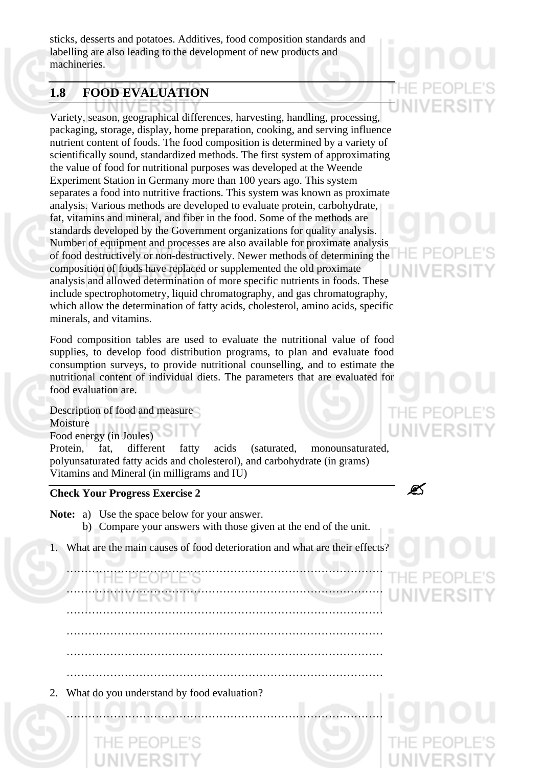sticks, desserts and potatoes. Additives, food composition standards and labelling are also leading to the development of new products and machineries.

## 1.8 FOOD EVALUATION

Variety, season, geographical differences, harvesting, handling, processing, packaging, storage, display, home preparation, cooking, and serving influence nutrient content of foods. The food composition is determined by a variety of scientifically sound, standardized methods. The first system of approximating the value of food for nutritional purposes was developed at the Weende Experiment Station in Germany more than 100 years ago. This system separates a food into nutritive fractions. This system was known as proximate analysis. Various methods are developed to evaluate protein, carbohydrate, fat, vitamins and mineral, and fiber in the food. Some of the methods are standards developed by the Government organizations for quality analysis. Number of equipment and processes are also available for proximate analysis of food destructively or non-destructively. Newer methods of determining the composition of foods have replaced or supplemented the old proximate analysis and allowed determination of more specific nutrients in foods. These include spectrophotometry, liquid chromatography, and gas chromatography, which allow the determination of fatty acids, cholesterol, amino acids, specific minerals, and vitamins.

Food composition tables are used to evaluate the nutritional value of food supplies, to develop food distribution programs, to plan and evaluate food consumption surveys, to provide nutritional counselling, and to estimate the nutritional content of individual diets. The parameters that are evaluated for food evaluation are.

Description of food and measure
Moisture
Food energy (in Joules)
Protein, fat, different fatty acids (saturated, monounsaturated, polyunsaturated fatty acids and cholesterol), and carbohydrate (in grams)
Vitamins and Mineral (in milligrams and IU)

**Check Your Progress Exercise 2**

**Note:** a) Use the space below for your answer.
b) Compare your answers with those given at the end of the unit.

1. What are the main causes of food deterioration and what are their effects?

………………………………………………………………………………
………………………………………………………………………………
………………………………………………………………………………
………………………………………………………………………………
………………………………………………………………………………
………………………………………………………………………………

2. What do you understand by food evaluation?

………………………………………………………………………………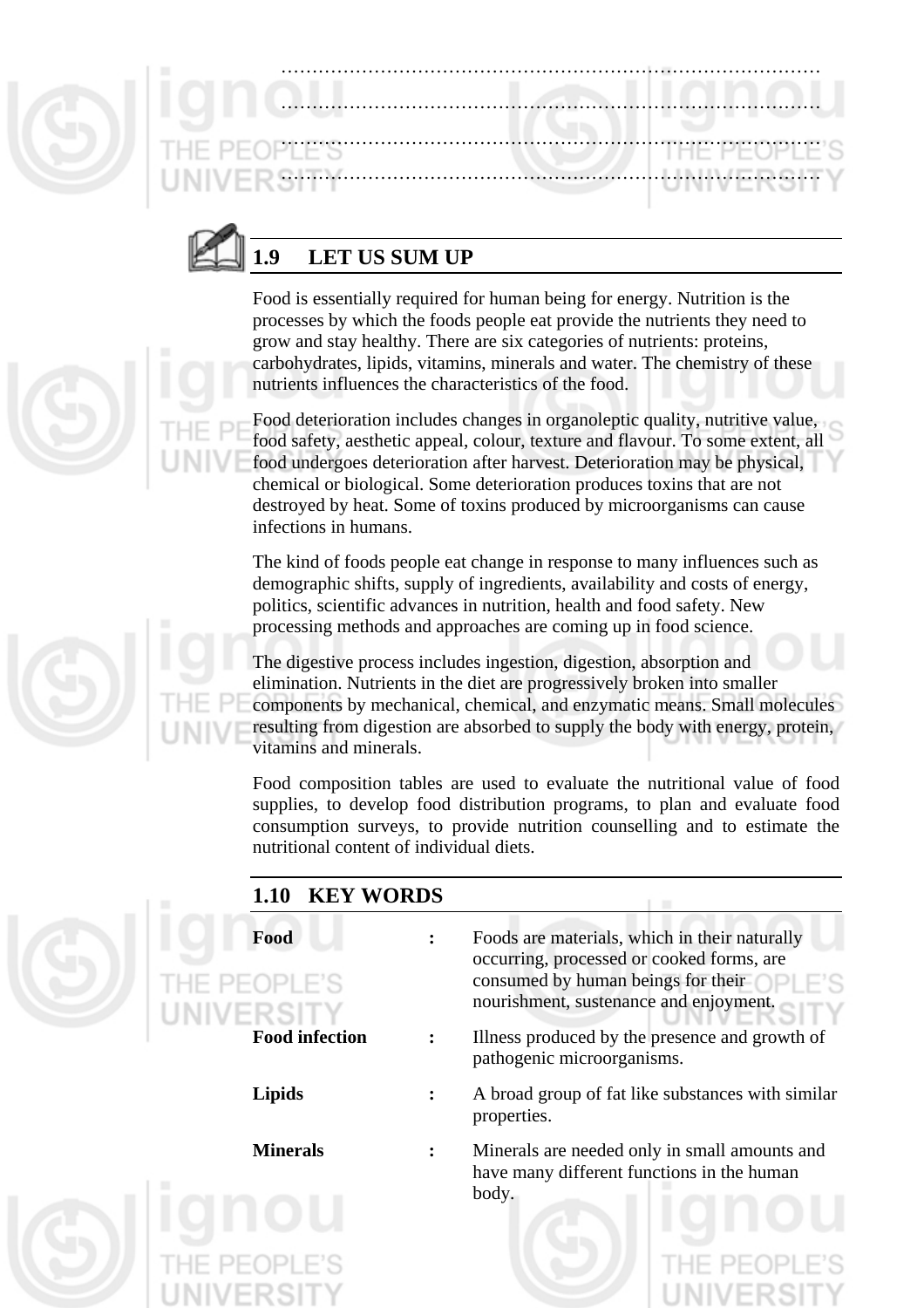………………………………………………………………………………

………………………………………………………………………………

………………………………………………………………………………

………………………………………………………………………………

## 1.9 LET US SUM UP

Food is essentially required for human being for energy. Nutrition is the processes by which the foods people eat provide the nutrients they need to grow and stay healthy. There are six categories of nutrients: proteins, carbohydrates, lipids, vitamins, minerals and water. The chemistry of these nutrients influences the characteristics of the food.

Food deterioration includes changes in organoleptic quality, nutritive value, food safety, aesthetic appeal, colour, texture and flavour. To some extent, all food undergoes deterioration after harvest. Deterioration may be physical, chemical or biological. Some deterioration produces toxins that are not destroyed by heat. Some of toxins produced by microorganisms can cause infections in humans.

The kind of foods people eat change in response to many influences such as demographic shifts, supply of ingredients, availability and costs of energy, politics, scientific advances in nutrition, health and food safety. New processing methods and approaches are coming up in food science.

The digestive process includes ingestion, digestion, absorption and elimination. Nutrients in the diet are progressively broken into smaller components by mechanical, chemical, and enzymatic means. Small molecules resulting from digestion are absorbed to supply the body with energy, protein, vitamins and minerals.

Food composition tables are used to evaluate the nutritional value of food supplies, to develop food distribution programs, to plan and evaluate food consumption surveys, to provide nutrition counselling and to estimate the nutritional content of individual diets.

## 1.10 KEY WORDS

**Food** : Foods are materials, which in their naturally occurring, processed or cooked forms, are consumed by human beings for their nourishment, sustenance and enjoyment.

**Food infection** : Illness produced by the presence and growth of pathogenic microorganisms.

**Lipids** : A broad group of fat like substances with similar properties.

**Minerals** : Minerals are needed only in small amounts and have many different functions in the human body.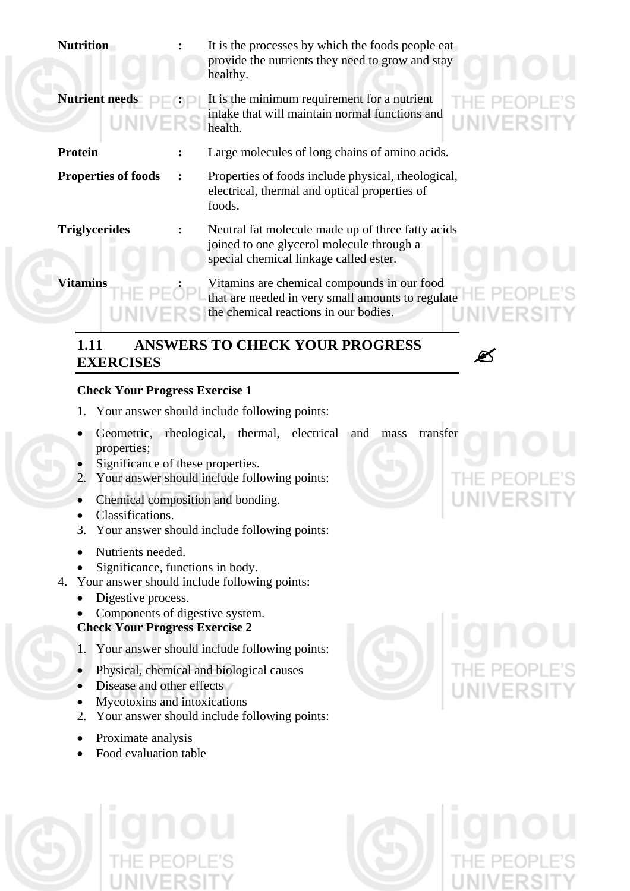| | | |
|---|---|---|
| **Nutrition** | : | It is the processes by which the foods people eat provide the nutrients they need to grow and stay healthy. |
| **Nutrient needs** | : | It is the minimum requirement for a nutrient intake that will maintain normal functions and health. |
| **Protein** | : | Large molecules of long chains of amino acids. |
| **Properties of foods** | : | Properties of foods include physical, rheological, electrical, thermal and optical properties of foods. |
| **Triglycerides** | : | Neutral fat molecule made up of three fatty acids joined to one glycerol molecule through a special chemical linkage called ester. |
| **Vitamins** | : | Vitamins are chemical compounds in our food that are needed in very small amounts to regulate the chemical reactions in our bodies. |

## 1.11 ANSWERS TO CHECK YOUR PROGRESS EXERCISES

**Check Your Progress Exercise 1**

1. Your answer should include following points:
   - Geometric, rheological, thermal, electrical and mass transfer properties;
   - Significance of these properties.
2. Your answer should include following points:
   - Chemical composition and bonding.
   - Classifications.
3. Your answer should include following points:
   - Nutrients needed.
   - Significance, functions in body.
4. Your answer should include following points:
   - Digestive process.
   - Components of digestive system.

**Check Your Progress Exercise 2**

1. Your answer should include following points:
   - Physical, chemical and biological causes
   - Disease and other effects
   - Mycotoxins and intoxications
2. Your answer should include following points:
   - Proximate analysis
   - Food evaluation table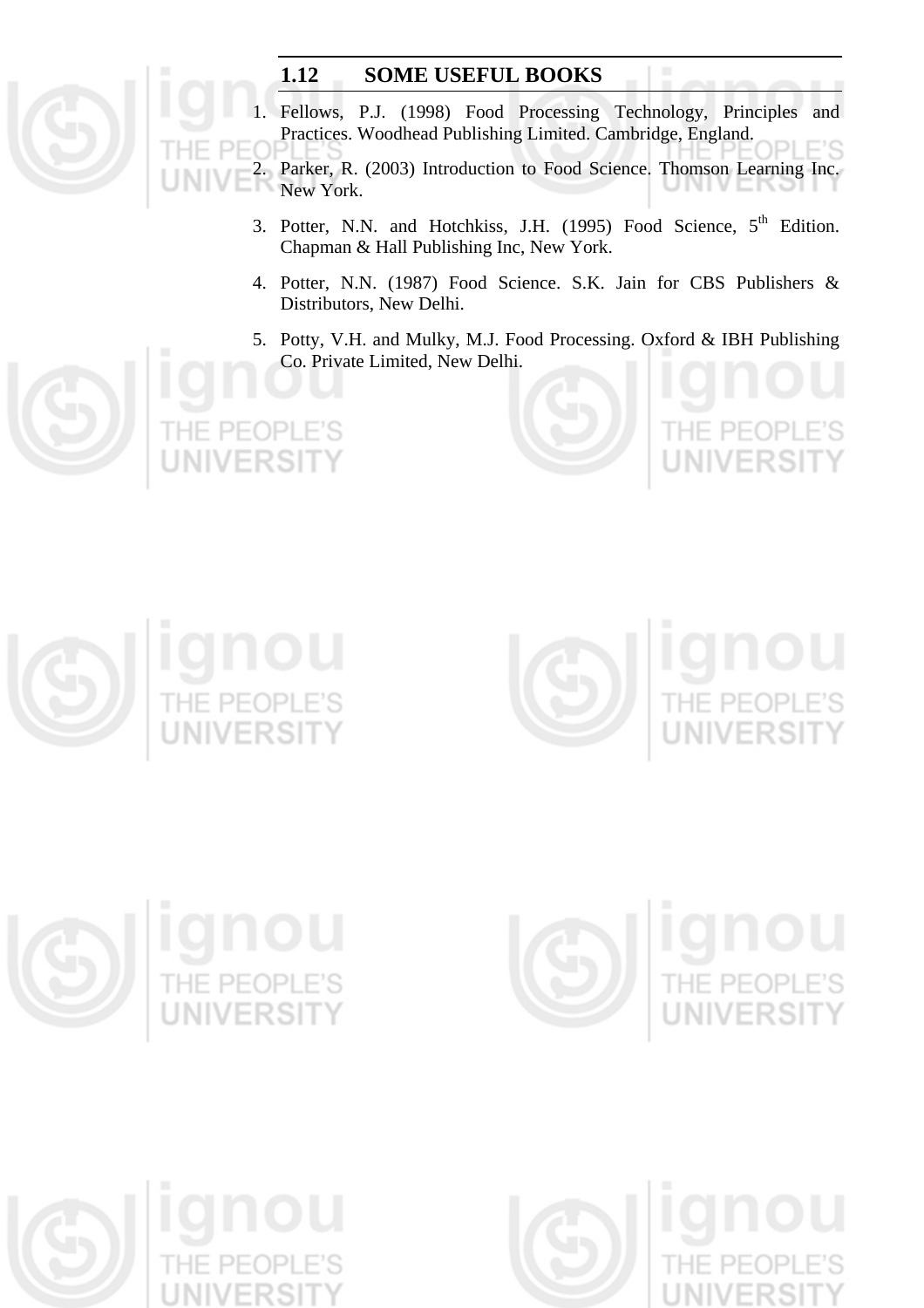## 1.12 SOME USEFUL BOOKS

1. Fellows, P.J. (1998) Food Processing Technology, Principles and Practices. Woodhead Publishing Limited. Cambridge, England.

2. Parker, R. (2003) Introduction to Food Science. Thomson Learning Inc. New York.

3. Potter, N.N. and Hotchkiss, J.H. (1995) Food Science, 5th Edition. Chapman & Hall Publishing Inc, New York.

4. Potter, N.N. (1987) Food Science. S.K. Jain for CBS Publishers & Distributors, New Delhi.

5. Potty, V.H. and Mulky, M.J. Food Processing. Oxford & IBH Publishing Co. Private Limited, New Delhi.